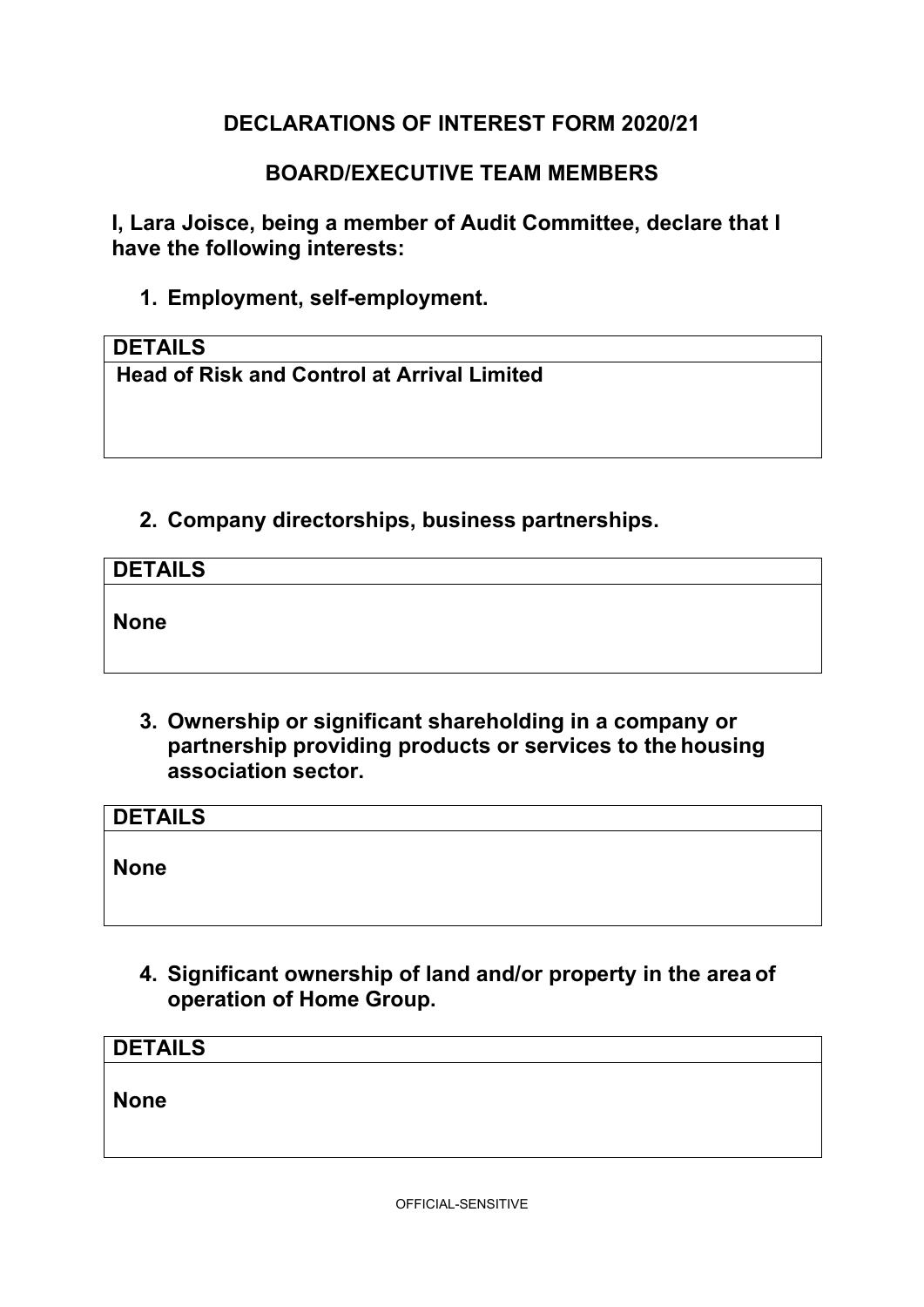**DECLARATIONS OF INTEREST FORM 2020/21**

**BOARD/EXECUTIVE TEAM MEMBERS**

**I, Lara Joisce, being a member of Audit Committee, declare that I have the following interests:**

1. **Employment, self-employment.**

| DETAILS |
| --- |
| **Head of Risk and Control at Arrival Limited** |

2. **Company directorships, business partnerships.**

| DETAILS |
| --- |
| **None** |

3. **Ownership or significant shareholding in a company or partnership providing products or services to the housing association sector.**

| DETAILS |
| --- |
| **None** |

4. **Significant ownership of land and/or property in the area of operation of Home Group.**

| DETAILS |
| --- |
| **None** |

OFFICIAL-SENSITIVE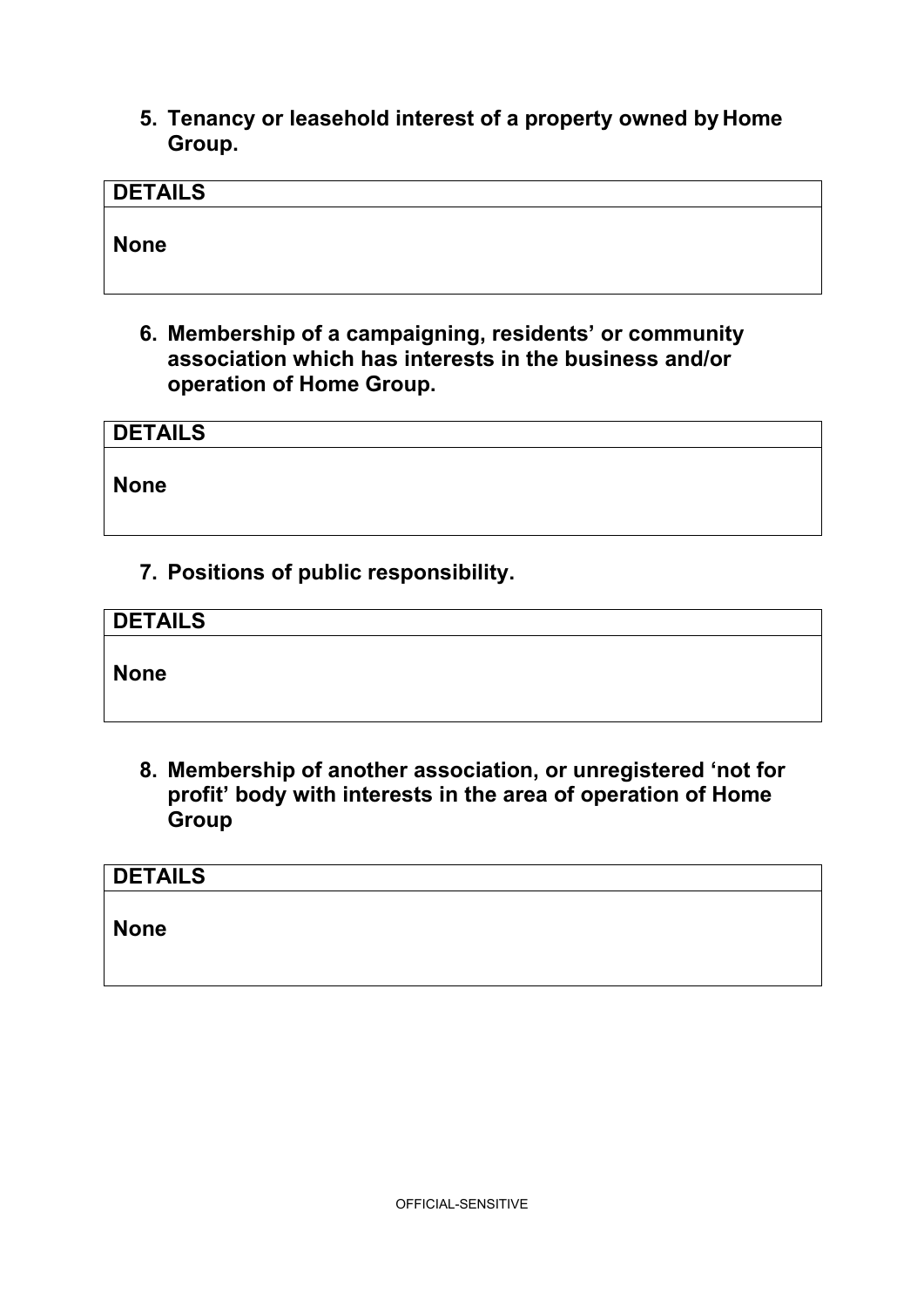**5. Tenancy or leasehold interest of a property owned by Home Group.**

| DETAILS |
|---|
| **None** |

**6. Membership of a campaigning, residents' or community association which has interests in the business and/or operation of Home Group.**

| DETAILS |
|---|
| **None** |

**7. Positions of public responsibility.**

| DETAILS |
|---|
| **None** |

**8. Membership of another association, or unregistered 'not for profit' body with interests in the area of operation of Home Group**

| DETAILS |
|---|
| **None** |

OFFICIAL-SENSITIVE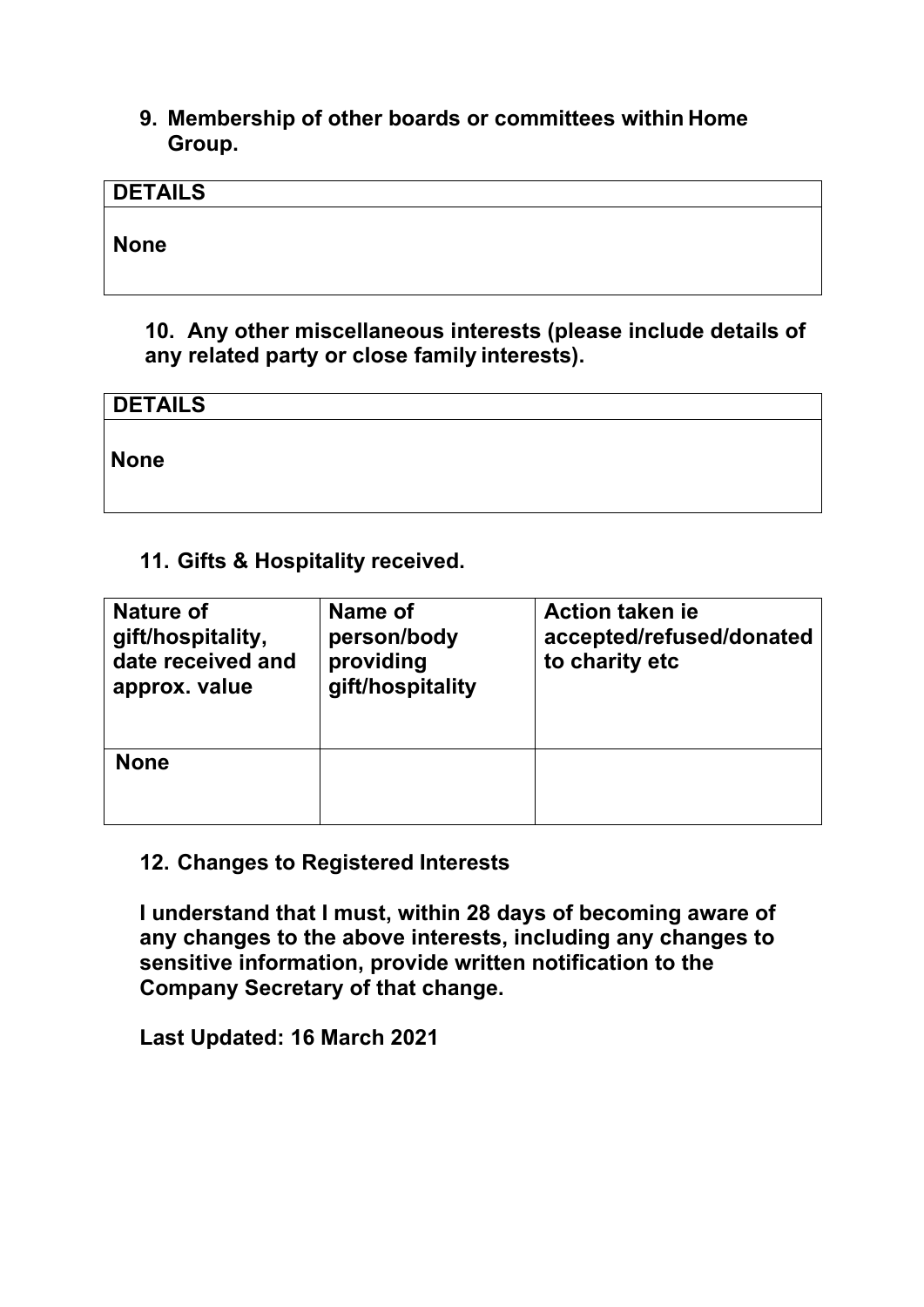**9. Membership of other boards or committees within Home Group.**

| DETAILS |
|---|
| **None** |

**10. Any other miscellaneous interests (please include details of any related party or close family interests).**

| DETAILS |
|---|
| **None** |

**11. Gifts & Hospitality received.**

| Nature of gift/hospitality, date received and approx. value | Name of person/body providing gift/hospitality | Action taken ie accepted/refused/donated to charity etc |
|---|---|---|
| **None** | | |

**12. Changes to Registered Interests**

**I understand that I must, within 28 days of becoming aware of any changes to the above interests, including any changes to sensitive information, provide written notification to the Company Secretary of that change.**

**Last Updated: 16 March 2021**